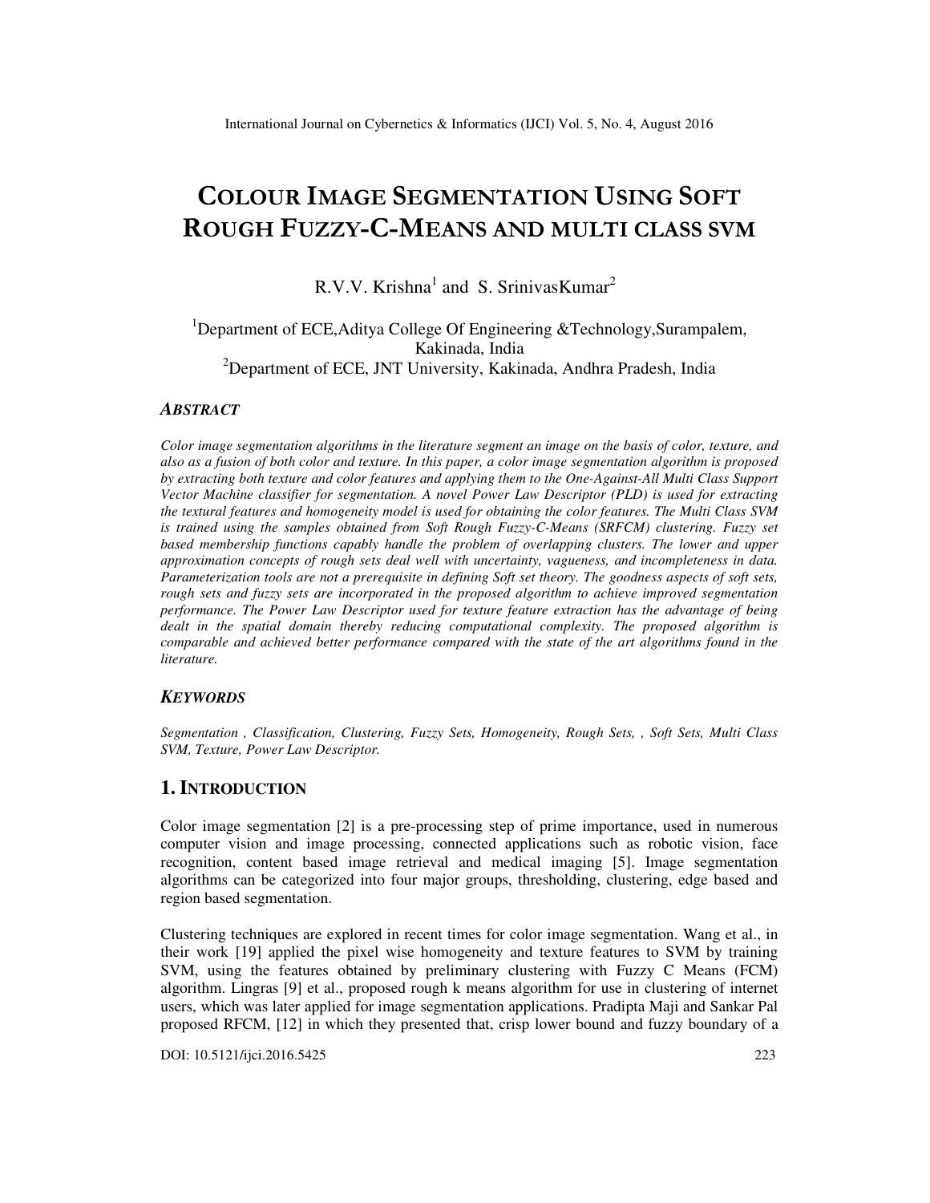# COLOUR IMAGE SEGMENTATION USING SOFT ROUGH FUZZY-C-MEANS AND MULTI CLASS SVM

R.V.V. Krishna[1] and S. SrinivasKumar[2]

[1]Department of ECE,Aditya College Of Engineering &Technology,Surampalem, Kakinada, India
[2]Department of ECE, JNT University, Kakinada, Andhra Pradesh, India

### *ABSTRACT*

*Color image segmentation algorithms in the literature segment an image on the basis of color, texture, and also as a fusion of both color and texture. In this paper, a color image segmentation algorithm is proposed by extracting both texture and color features and applying them to the One-Against-All Multi Class Support Vector Machine classifier for segmentation. A novel Power Law Descriptor (PLD) is used for extracting the textural features and homogeneity model is used for obtaining the color features. The Multi Class SVM is trained using the samples obtained from Soft Rough Fuzzy-C-Means (SRFCM) clustering. Fuzzy set based membership functions capably handle the problem of overlapping clusters. The lower and upper approximation concepts of rough sets deal well with uncertainty, vagueness, and incompleteness in data. Parameterization tools are not a prerequisite in defining Soft set theory. The goodness aspects of soft sets, rough sets and fuzzy sets are incorporated in the proposed algorithm to achieve improved segmentation performance. The Power Law Descriptor used for texture feature extraction has the advantage of being dealt in the spatial domain thereby reducing computational complexity. The proposed algorithm is comparable and achieved better performance compared with the state of the art algorithms found in the literature.*

### *KEYWORDS*

*Segmentation , Classification, Clustering, Fuzzy Sets, Homogeneity, Rough Sets, , Soft Sets, Multi Class SVM, Texture, Power Law Descriptor.*

## 1. INTRODUCTION

Color image segmentation [2] is a pre-processing step of prime importance, used in numerous computer vision and image processing, connected applications such as robotic vision, face recognition, content based image retrieval and medical imaging [5]. Image segmentation algorithms can be categorized into four major groups, thresholding, clustering, edge based and region based segmentation.

Clustering techniques are explored in recent times for color image segmentation. Wang et al., in their work [19] applied the pixel wise homogeneity and texture features to SVM by training SVM, using the features obtained by preliminary clustering with Fuzzy C Means (FCM) algorithm. Lingras [9] et al., proposed rough k means algorithm for use in clustering of internet users, which was later applied for image segmentation applications. Pradipta Maji and Sankar Pal proposed RFCM, [12] in which they presented that, crisp lower bound and fuzzy boundary of a

DOI: 10.5121/ijci.2016.5425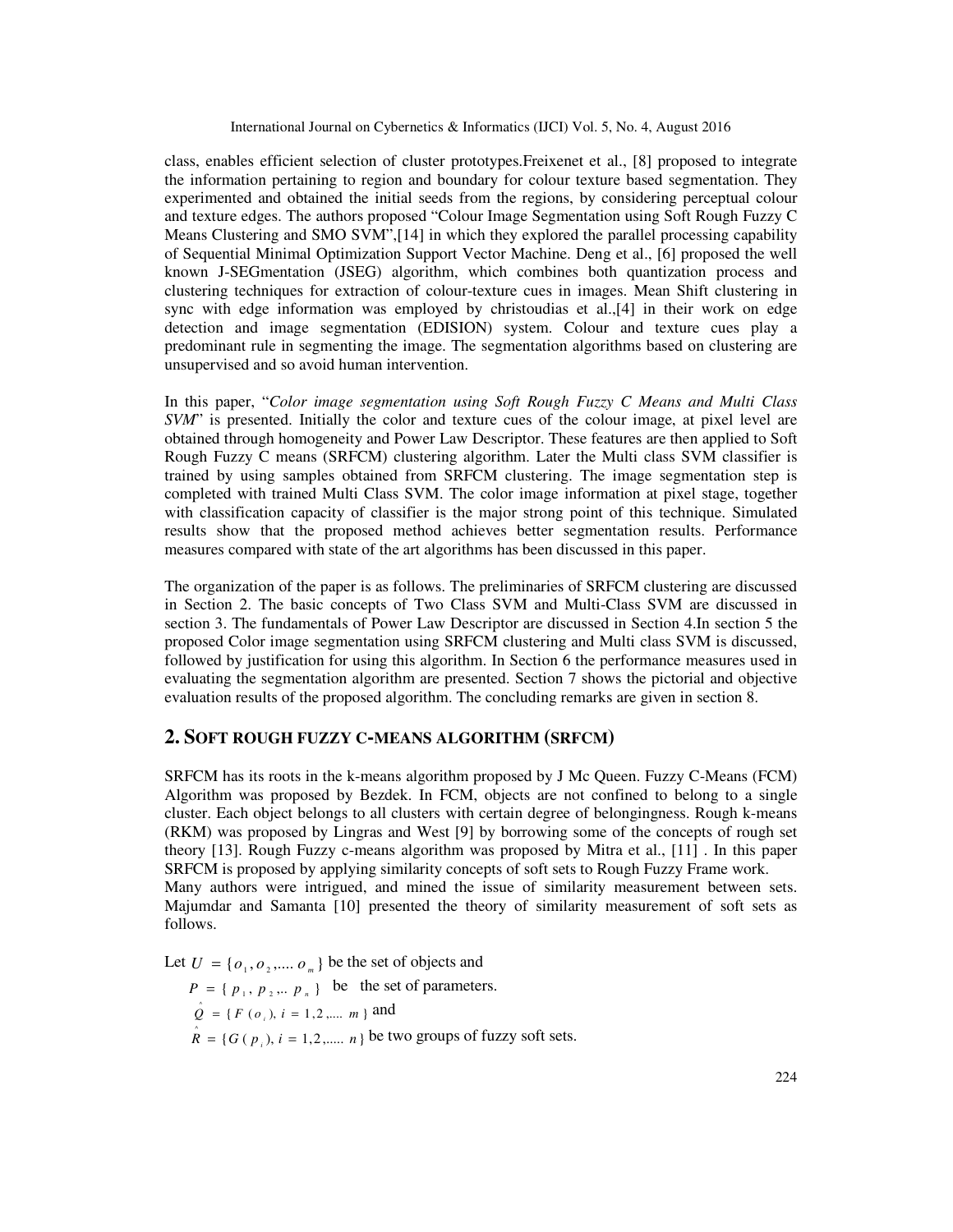class, enables efficient selection of cluster prototypes.Freixenet et al., [8] proposed to integrate the information pertaining to region and boundary for colour texture based segmentation. They experimented and obtained the initial seeds from the regions, by considering perceptual colour and texture edges. The authors proposed "Colour Image Segmentation using Soft Rough Fuzzy C Means Clustering and SMO SVM",[14] in which they explored the parallel processing capability of Sequential Minimal Optimization Support Vector Machine. Deng et al., [6] proposed the well known J-SEGmentation (JSEG) algorithm, which combines both quantization process and clustering techniques for extraction of colour-texture cues in images. Mean Shift clustering in sync with edge information was employed by christoudias et al.,[4] in their work on edge detection and image segmentation (EDISION) system. Colour and texture cues play a predominant rule in segmenting the image. The segmentation algorithms based on clustering are unsupervised and so avoid human intervention.

In this paper, "*Color image segmentation using Soft Rough Fuzzy C Means and Multi Class SVM*" is presented. Initially the color and texture cues of the colour image, at pixel level are obtained through homogeneity and Power Law Descriptor. These features are then applied to Soft Rough Fuzzy C means (SRFCM) clustering algorithm. Later the Multi class SVM classifier is trained by using samples obtained from SRFCM clustering. The image segmentation step is completed with trained Multi Class SVM. The color image information at pixel stage, together with classification capacity of classifier is the major strong point of this technique. Simulated results show that the proposed method achieves better segmentation results. Performance measures compared with state of the art algorithms has been discussed in this paper.

The organization of the paper is as follows. The preliminaries of SRFCM clustering are discussed in Section 2. The basic concepts of Two Class SVM and Multi-Class SVM are discussed in section 3. The fundamentals of Power Law Descriptor are discussed in Section 4.In section 5 the proposed Color image segmentation using SRFCM clustering and Multi class SVM is discussed, followed by justification for using this algorithm. In Section 6 the performance measures used in evaluating the segmentation algorithm are presented. Section 7 shows the pictorial and objective evaluation results of the proposed algorithm. The concluding remarks are given in section 8.

## 2. Soft Rough Fuzzy C-Means Algorithm (SRFCM)

SRFCM has its roots in the k-means algorithm proposed by J Mc Queen. Fuzzy C-Means (FCM) Algorithm was proposed by Bezdek. In FCM, objects are not confined to belong to a single cluster. Each object belongs to all clusters with certain degree of belongingness. Rough k-means (RKM) was proposed by Lingras and West [9] by borrowing some of the concepts of rough set theory [13]. Rough Fuzzy c-means algorithm was proposed by Mitra et al., [11] . In this paper SRFCM is proposed by applying similarity concepts of soft sets to Rough Fuzzy Frame work.
Many authors were intrigued, and mined the issue of similarity measurement between sets. Majumdar and Samanta [10] presented the theory of similarity measurement of soft sets as follows.

Let $U = \{o_1, o_2, .... o_m\}$ be the set of objects and

$P = \{p_1, p_2, .. p_n\}$ be the set of parameters.

$\hat{Q} = \{F(o_i), i = 1, 2, .... m\}$ and

$\hat{R} = \{G(p_i), i = 1, 2, ..... n\}$ be two groups of fuzzy soft sets.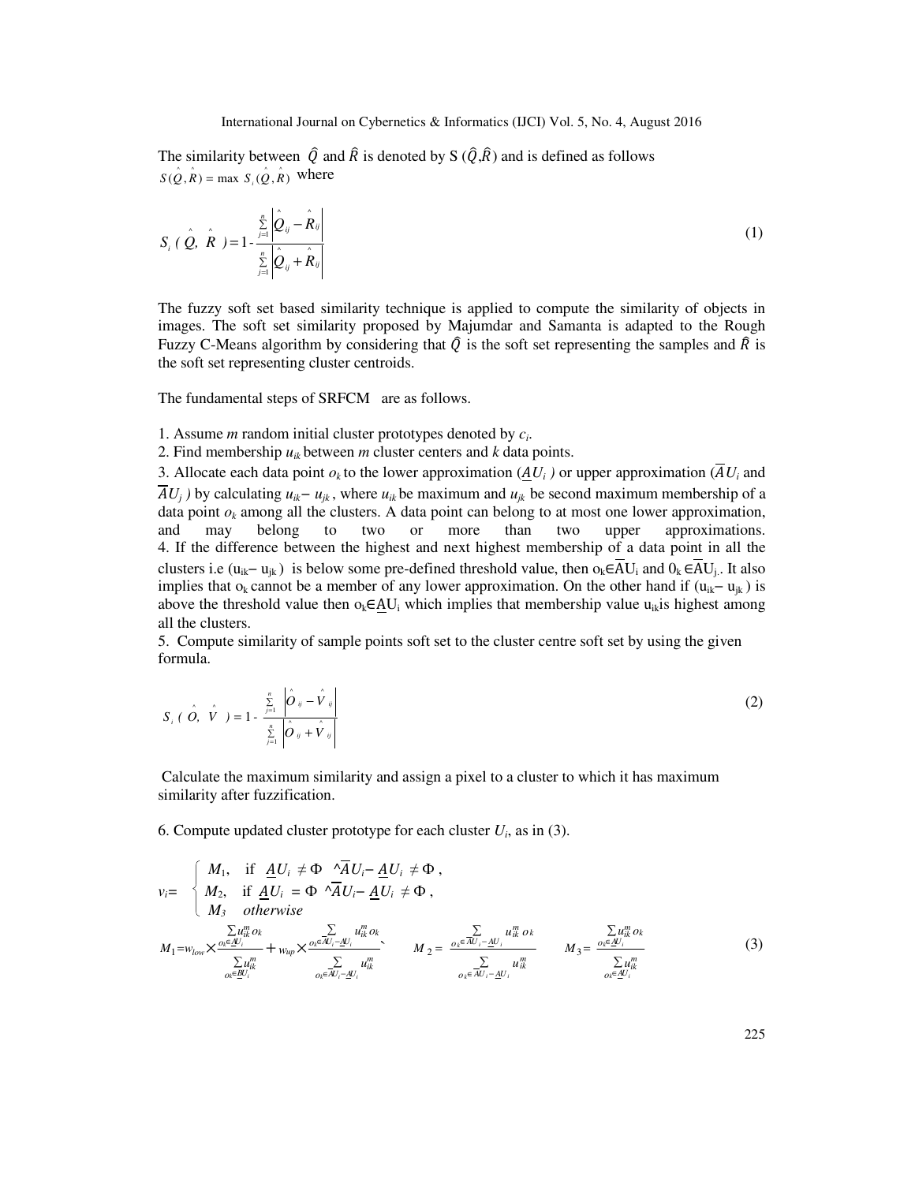The similarity between $\hat{Q}$ and $\hat{R}$ is denoted by S ($\hat{Q}$,$\hat{R}$) and is defined as follows $S(\hat{Q},\hat{R}) = \max\ S_i(\hat{Q},\hat{R})$ where

$$S_i(\hat{Q}, \hat{R}) = 1 - \frac{\sum_{j=1}^{n} \left| \hat{Q}_{ij} - \hat{R}_{ij} \right|}{\sum_{j=1}^{n} \left| \hat{Q}_{ij} + \hat{R}_{ij} \right|} \tag{1}$$

The fuzzy soft set based similarity technique is applied to compute the similarity of objects in images. The soft set similarity proposed by Majumdar and Samanta is adapted to the Rough Fuzzy C-Means algorithm by considering that $\hat{Q}$ is the soft set representing the samples and $\hat{R}$ is the soft set representing cluster centroids.

The fundamental steps of SRFCM are as follows.

1. Assume $m$ random initial cluster prototypes denoted by $c_i$.
2. Find membership $u_{ik}$ between $m$ cluster centers and $k$ data points.
3. Allocate each data point $o_k$ to the lower approximation ($\underline{A}U_i$ ) or upper approximation ($\overline{A}U_i$ and $\overline{A}U_j$ ) by calculating $u_{ik} - u_{jk}$, where $u_{ik}$ be maximum and $u_{jk}$ be second maximum membership of a data point $o_k$ among all the clusters. A data point can belong to at most one lower approximation, and may belong to two or more than two upper approximations.
4. If the difference between the highest and next highest membership of a data point in all the clusters i.e ($u_{ik} - u_{jk}$) is below some pre-defined threshold value, then $o_k \in \overline{A}U_i$ and $0_k \in \overline{A}U_j$. It also implies that $o_k$ cannot be a member of any lower approximation. On the other hand if ($u_{ik} - u_{jk}$) is above the threshold value then $o_k \in \underline{A}U_i$ which implies that membership value $u_{ik}$ is highest among all the clusters.
5. Compute similarity of sample points soft set to the cluster centre soft set by using the given formula.

$$S_i(\hat{O}, \hat{V}) = 1 - \frac{\sum_{j=1}^{n} \left| \hat{O}_{ij} - \hat{V}_{ij} \right|}{\sum_{j=1}^{n} \left| \hat{O}_{ij} + \hat{V}_{ij} \right|} \tag{2}$$

Calculate the maximum similarity and assign a pixel to a cluster to which it has maximum similarity after fuzzification.

6. Compute updated cluster prototype for each cluster $U_i$, as in (3).

$$v_i = \begin{cases} M_1, & \text{if } \underline{A}U_i \neq \Phi \ \wedge \overline{A}U_i - \underline{A}U_i \neq \Phi, \\ M_2, & \text{if } \underline{A}U_i = \Phi \ \wedge \overline{A}U_i - \underline{A}U_i \neq \Phi, \\ M_3 & \textit{otherwise} \end{cases}$$

$$M_1 = w_{low} \times \frac{\sum_{o_k \in \underline{A}U_i} u_{ik}^m o_k}{\sum_{o_k \in \underline{B}U_i} u_{ik}^m} + w_{up} \times \frac{\sum_{o_k \in \overline{A}U_i - \underline{A}U_i} u_{ik}^m o_k}{\sum_{o_k \in \overline{A}U_i - \underline{A}U_i} u_{ik}^m}, \qquad M_2 = \frac{\sum_{o_k \in \overline{A}U_i - \underline{A}U_i} u_{ik}^m o_k}{\sum_{o_k \in \overline{A}U_i - \underline{A}U_i} u_{ik}^m} \qquad M_3 = \frac{\sum_{o_k \in \underline{A}U_i} u_{ik}^m o_k}{\sum_{o_k \in \underline{A}U_i} u_{ik}^m} \tag{3}$$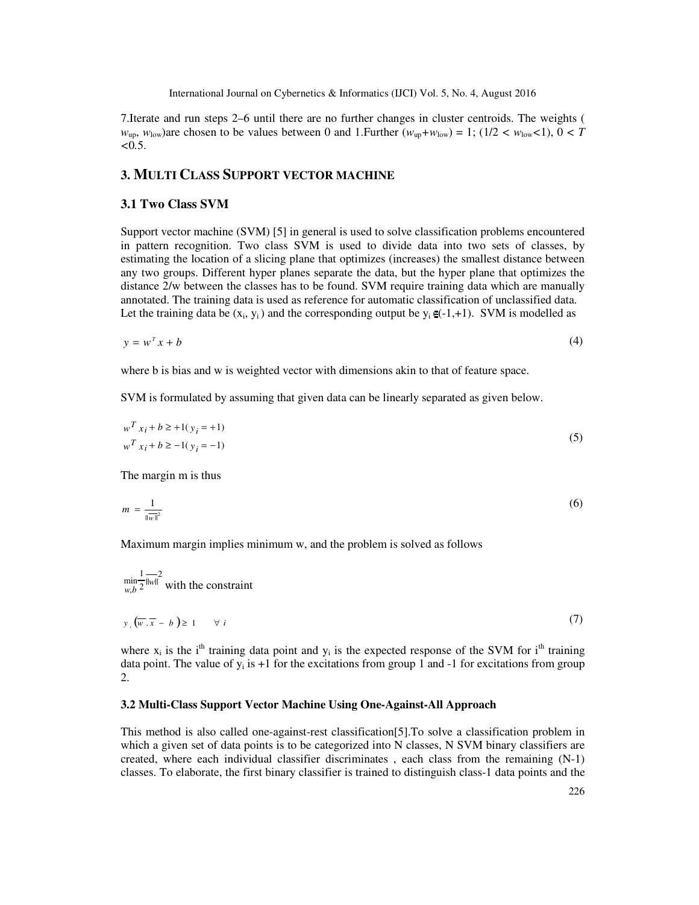7.Iterate and run steps 2–6 until there are no further changes in cluster centroids. The weights ( $w_{up}$, $w_{low}$)are chosen to be values between 0 and 1.Further ($w_{up}$+$w_{low}$) = 1; (1/2 < $w_{low}$<1), 0 < $T$ <0.5.

## 3. MULTI CLASS SUPPORT VECTOR MACHINE

### 3.1 Two Class SVM

Support vector machine (SVM) [5] in general is used to solve classification problems encountered in pattern recognition. Two class SVM is used to divide data into two sets of classes, by estimating the location of a slicing plane that optimizes (increases) the smallest distance between any two groups. Different hyper planes separate the data, but the hyper plane that optimizes the distance 2/w between the classes has to be found. SVM require training data which are manually annotated. The training data is used as reference for automatic classification of unclassified data. Let the training data be ($x_i$, $y_i$ ) and the corresponding output be $y_i \in$(-1,+1). SVM is modelled as

$$y = w^T x + b \tag{4}$$

where b is bias and w is weighted vector with dimensions akin to that of feature space.

SVM is formulated by assuming that given data can be linearly separated as given below.

$$\begin{aligned} w^T x_i + b &\geq +1 (y_i = +1) \\ w^T x_i + b &\geq -1 (y_i = -1) \end{aligned} \tag{5}$$

The margin m is thus

$$m = \frac{1}{\|\overline{w}\|^2} \tag{6}$$

Maximum margin implies minimum w, and the problem is solved as follows

$\min\limits_{w,b} \frac{1}{2} \overline{\|w\|}^2$ with the constraint

$$y_i \left( \overline{w} \cdot \overline{x} - b \right) \geq 1 \quad \forall i \tag{7}$$

where $x_i$ is the $i^{th}$ training data point and $y_i$ is the expected response of the SVM for $i^{th}$ training data point. The value of $y_i$ is +1 for the excitations from group 1 and -1 for excitations from group 2.

#### 3.2 Multi-Class Support Vector Machine Using One-Against-All Approach

This method is also called one-against-rest classification[5].To solve a classification problem in which a given set of data points is to be categorized into N classes, N SVM binary classifiers are created, where each individual classifier discriminates , each class from the remaining (N-1) classes. To elaborate, the first binary classifier is trained to distinguish class-1 data points and the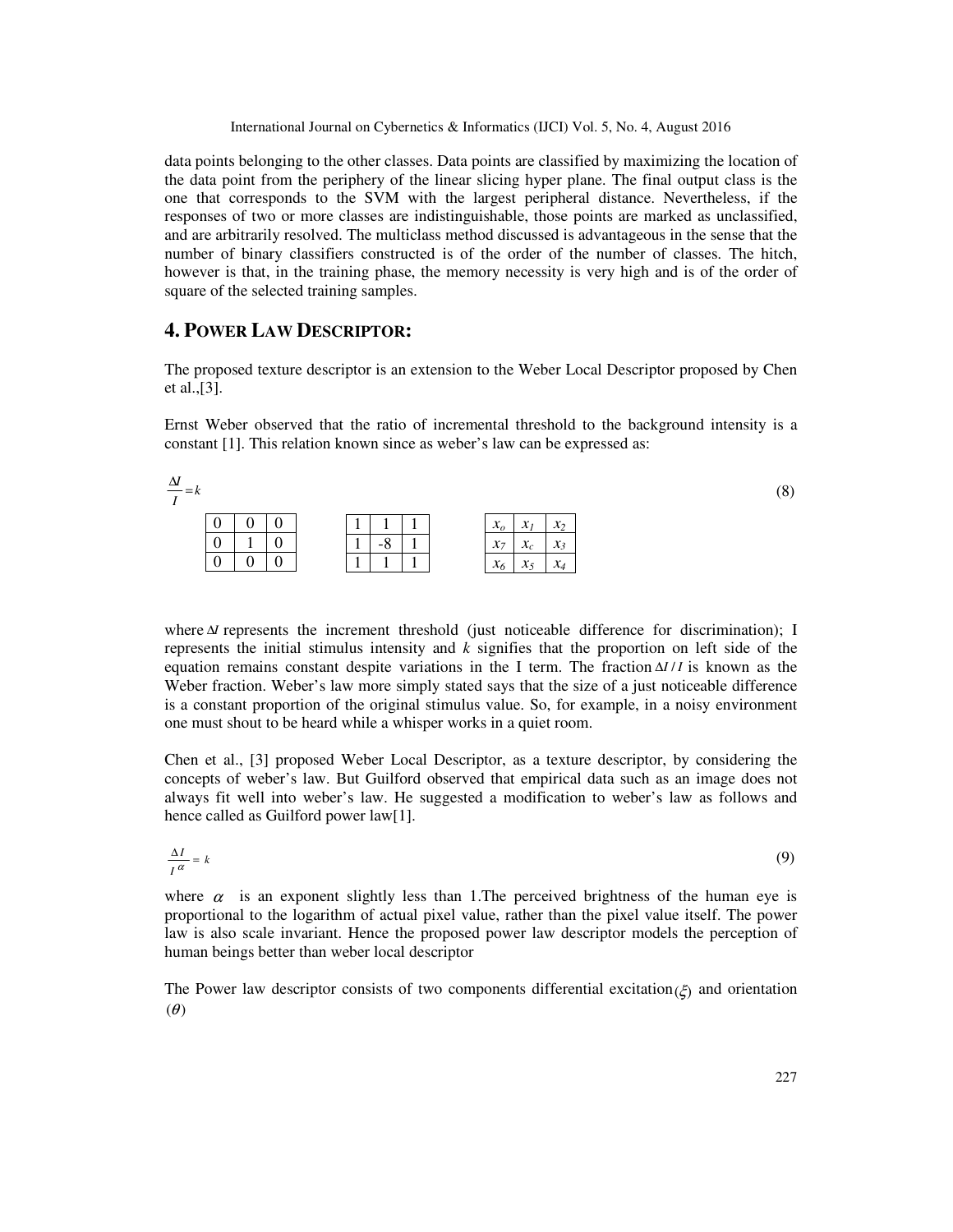data points belonging to the other classes. Data points are classified by maximizing the location of the data point from the periphery of the linear slicing hyper plane. The final output class is the one that corresponds to the SVM with the largest peripheral distance. Nevertheless, if the responses of two or more classes are indistinguishable, those points are marked as unclassified, and are arbitrarily resolved. The multiclass method discussed is advantageous in the sense that the number of binary classifiers constructed is of the order of the number of classes. The hitch, however is that, in the training phase, the memory necessity is very high and is of the order of square of the selected training samples.

## 4. POWER LAW DESCRIPTOR:

The proposed texture descriptor is an extension to the Weber Local Descriptor proposed by Chen et al.,[3].

Ernst Weber observed that the ratio of incremental threshold to the background intensity is a constant [1]. This relation known since as weber's law can be expressed as:

$$\frac{\Delta I}{I} = k \tag{8}$$

| | | |
|---|---|---|
| 0 | 0 | 0 |
| 0 | 1 | 0 |
| 0 | 0 | 0 |

| | | |
|---|---|---|
| 1 | 1 | 1 |
| 1 | -8 | 1 |
| 1 | 1 | 1 |

| | | |
|---|---|---|
| $x_o$ | $x_1$ | $x_2$ |
| $x_7$ | $x_c$ | $x_3$ |
| $x_6$ | $x_5$ | $x_4$ |

where $\Delta I$ represents the increment threshold (just noticeable difference for discrimination); I represents the initial stimulus intensity and $k$ signifies that the proportion on left side of the equation remains constant despite variations in the I term. The fraction $\Delta I / I$ is known as the Weber fraction. Weber's law more simply stated says that the size of a just noticeable difference is a constant proportion of the original stimulus value. So, for example, in a noisy environment one must shout to be heard while a whisper works in a quiet room.

Chen et al., [3] proposed Weber Local Descriptor, as a texture descriptor, by considering the concepts of weber's law. But Guilford observed that empirical data such as an image does not always fit well into weber's law. He suggested a modification to weber's law as follows and hence called as Guilford power law[1].

$$\frac{\Delta I}{I^{\alpha}} = k \tag{9}$$

where $\alpha$ is an exponent slightly less than 1.The perceived brightness of the human eye is proportional to the logarithm of actual pixel value, rather than the pixel value itself. The power law is also scale invariant. Hence the proposed power law descriptor models the perception of human beings better than weber local descriptor

The Power law descriptor consists of two components differential excitation $(\xi)$ and orientation $(\theta)$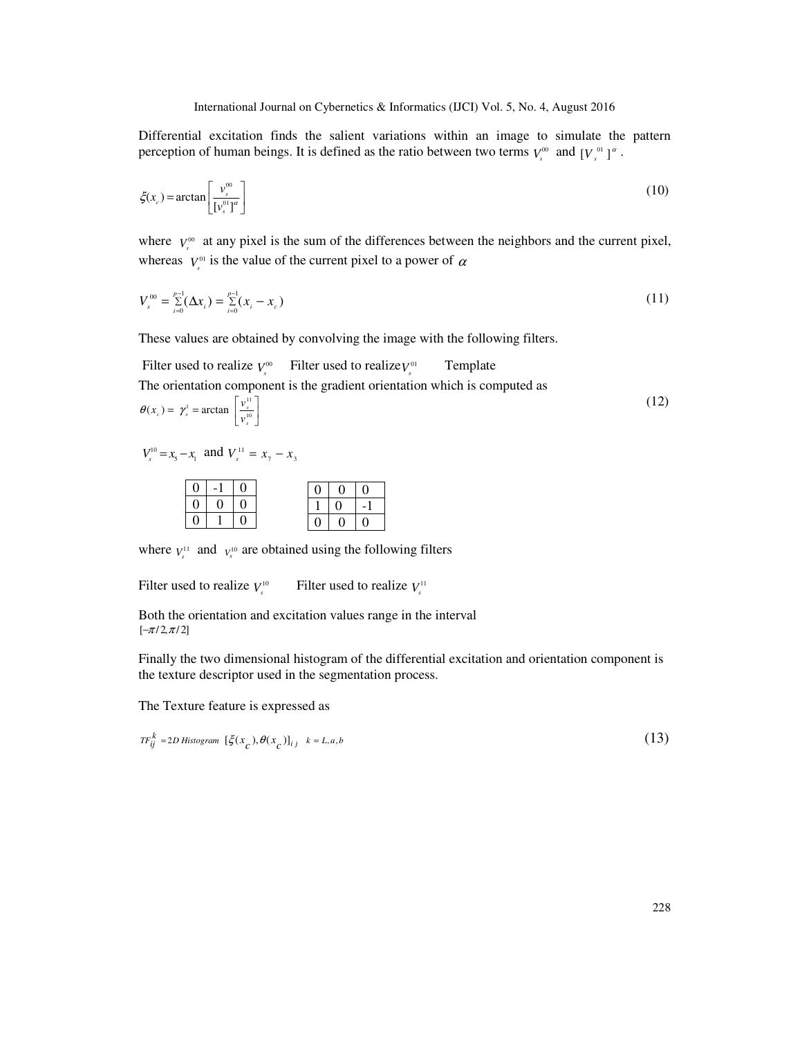Differential excitation finds the salient variations within an image to simulate the pattern perception of human beings. It is defined as the ratio between two terms $V_s^{00}$ and $[V_s^{01}]^{\alpha}$.

$$\xi(x_c) = \arctan\left[\frac{v_s^{00}}{[v_s^{01}]^{\alpha}}\right] \tag{10}$$

where $V_s^{00}$ at any pixel is the sum of the differences between the neighbors and the current pixel, whereas $V_s^{01}$ is the value of the current pixel to a power of $\alpha$

$$V_s^{00} = \sum_{i=0}^{p-1}(\Delta x_i) = \sum_{i=0}^{p-1}(x_i - x_c) \tag{11}$$

These values are obtained by convolving the image with the following filters.

Filter used to realize $V_s^{00}$ Filter used to realize $V_s^{01}$ Template

The orientation component is the gradient orientation which is computed as

$$\theta(x_c) = \gamma_s^1 = \arctan\left[\frac{v_s^{11}}{v_s^{10}}\right] \tag{12}$$

$V_s^{10} = x_5 - x_1$ and $V_s^{11} = x_7 - x_3$

| 0 | -1 | 0 |
|---|---|---|
| 0 | 0 | 0 |
| 0 | 1 | 0 |

| 0 | 0 | 0 |
|---|---|---|
| 1 | 0 | -1 |
| 0 | 0 | 0 |

where $V_s^{11}$ and $V_s^{10}$ are obtained using the following filters

Filter used to realize $V_s^{10}$ Filter used to realize $V_s^{11}$

Both the orientation and excitation values range in the interval $[-\pi/2, \pi/2]$

Finally the two dimensional histogram of the differential excitation and orientation component is the texture descriptor used in the segmentation process.

The Texture feature is expressed as

$$TF_{ij}^{k} = 2D\ Histogram\ [\xi(x_c), \theta(x_c)]_{ij} \quad k = L, a, b \tag{13}$$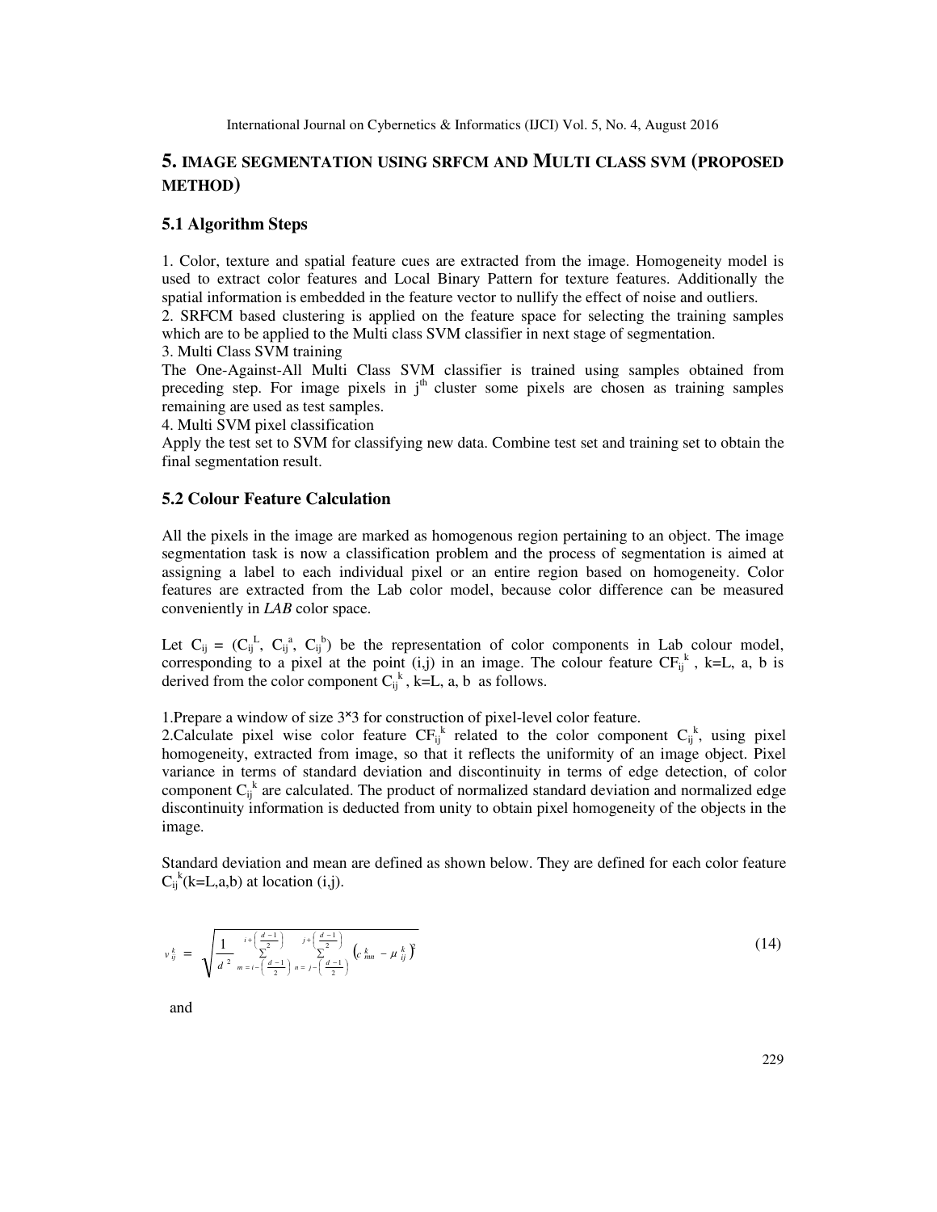## 5. IMAGE SEGMENTATION USING SRFCM AND MULTI CLASS SVM (PROPOSED METHOD)

### 5.1 Algorithm Steps

1. Color, texture and spatial feature cues are extracted from the image. Homogeneity model is used to extract color features and Local Binary Pattern for texture features. Additionally the spatial information is embedded in the feature vector to nullify the effect of noise and outliers.
2. SRFCM based clustering is applied on the feature space for selecting the training samples which are to be applied to the Multi class SVM classifier in next stage of segmentation.
3. Multi Class SVM training
The One-Against-All Multi Class SVM classifier is trained using samples obtained from preceding step. For image pixels in $j^{th}$ cluster some pixels are chosen as training samples remaining are used as test samples.
4. Multi SVM pixel classification
Apply the test set to SVM for classifying new data. Combine test set and training set to obtain the final segmentation result.

### 5.2 Colour Feature Calculation

All the pixels in the image are marked as homogenous region pertaining to an object. The image segmentation task is now a classification problem and the process of segmentation is aimed at assigning a label to each individual pixel or an entire region based on homogeneity. Color features are extracted from the Lab color model, because color difference can be measured conveniently in *LAB* color space.

Let $C_{ij} = (C_{ij}^{L}, C_{ij}^{a}, C_{ij}^{b})$ be the representation of color components in Lab colour model, corresponding to a pixel at the point (i,j) in an image. The colour feature $CF_{ij}^{k}$, k=L, a, b is derived from the color component $C_{ij}^{k}$, k=L, a, b as follows.

1. Prepare a window of size 3×3 for construction of pixel-level color feature.
2. Calculate pixel wise color feature $CF_{ij}^{k}$ related to the color component $C_{ij}^{k}$, using pixel homogeneity, extracted from image, so that it reflects the uniformity of an image object. Pixel variance in terms of standard deviation and discontinuity in terms of edge detection, of color component $C_{ij}^{k}$ are calculated. The product of normalized standard deviation and normalized edge discontinuity information is deducted from unity to obtain pixel homogeneity of the objects in the image.

Standard deviation and mean are defined as shown below. They are defined for each color feature $C_{ij}^{k}$(k=L,a,b) at location (i,j).

$$v_{ij}^{k} = \sqrt{\frac{1}{d^2} \sum_{m=i-\left(\frac{d-1}{2}\right)}^{i+\left(\frac{d-1}{2}\right)} \sum_{n=j-\left(\frac{d-1}{2}\right)}^{j+\left(\frac{d-1}{2}\right)} \left(c_{mn}^{k} - \mu_{ij}^{k}\right)^2} \tag{14}$$

and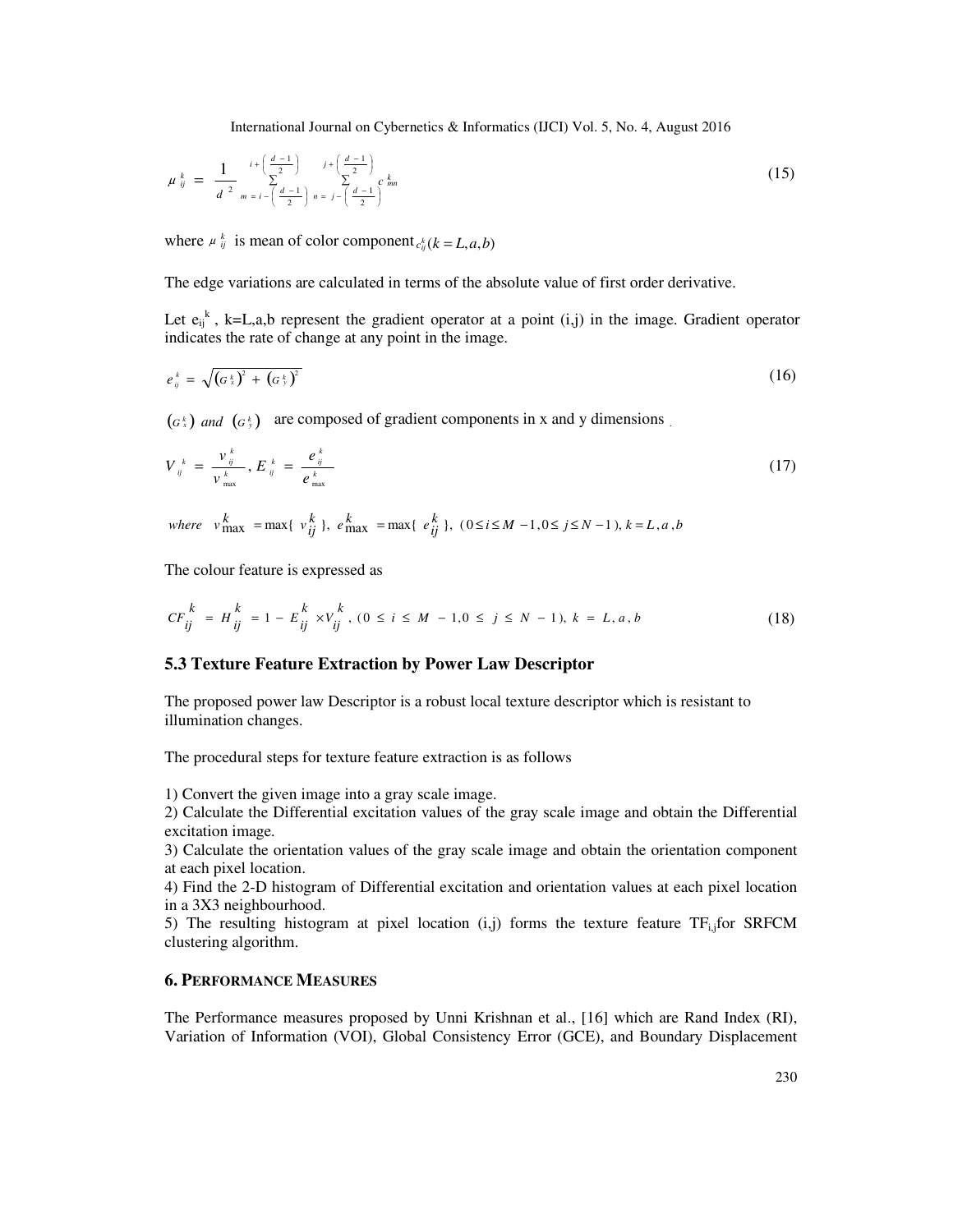$$\mu_{ij}^{k} = \frac{1}{d^{2}} \sum_{m=i-\left(\frac{d-1}{2}\right)}^{i+\left(\frac{d-1}{2}\right)} \sum_{n=j-\left(\frac{d-1}{2}\right)}^{j+\left(\frac{d-1}{2}\right)} c_{mn}^{k} \tag{15}$$

where $\mu_{ij}^{k}$ is mean of color component $c_{ij}^{k}(k = L,a,b)$

The edge variations are calculated in terms of the absolute value of first order derivative.

Let $e_{ij}^{k}$ , k=L,a,b represent the gradient operator at a point (i,j) in the image. Gradient operator indicates the rate of change at any point in the image.

$$e_{ij}^{k} = \sqrt{\left(G_{x}^{k}\right)^{2} + \left(G_{y}^{k}\right)^{2}} \tag{16}$$

$\left(G_{x}^{k}\right)$ *and* $\left(G_{y}^{k}\right)$ are composed of gradient components in x and y dimensions

$$V_{ij}^{k} = \frac{v_{ij}^{k}}{v_{\max}^{k}}, \; E_{ij}^{k} = \frac{e_{ij}^{k}}{e_{\max}^{k}} \tag{17}$$

*where* $v_{\max}^{k} = \max\{ v_{ij}^{k} \},\; e_{\max}^{k} = \max\{ e_{ij}^{k} \},\; (0 \le i \le M-1, 0 \le j \le N-1),\; k = L,a,b$

The colour feature is expressed as

$$CF_{ij}^{k} = H_{ij}^{k} = 1 - E_{ij}^{k} \times V_{ij}^{k},\; (0 \le i \le M-1, 0 \le j \le N-1),\; k = L,a,b \tag{18}$$

### 5.3 Texture Feature Extraction by Power Law Descriptor

The proposed power law Descriptor is a robust local texture descriptor which is resistant to illumination changes.

The procedural steps for texture feature extraction is as follows

1) Convert the given image into a gray scale image.
2) Calculate the Differential excitation values of the gray scale image and obtain the Differential excitation image.
3) Calculate the orientation values of the gray scale image and obtain the orientation component at each pixel location.
4) Find the 2-D histogram of Differential excitation and orientation values at each pixel location in a 3X3 neighbourhood.
5) The resulting histogram at pixel location (i,j) forms the texture feature $TF_{i,j}$for SRFCM clustering algorithm.

## 6. PERFORMANCE MEASURES

The Performance measures proposed by Unni Krishnan et al., [16] which are Rand Index (RI), Variation of Information (VOI), Global Consistency Error (GCE), and Boundary Displacement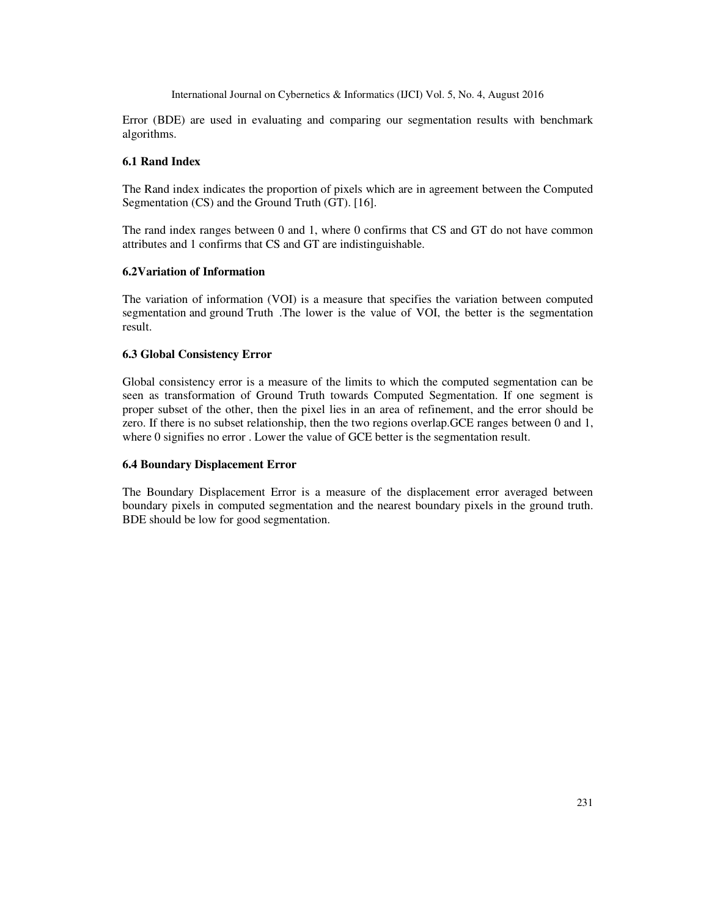Error (BDE) are used in evaluating and comparing our segmentation results with benchmark algorithms.

### 6.1 Rand Index

The Rand index indicates the proportion of pixels which are in agreement between the Computed Segmentation (CS) and the Ground Truth (GT). [16].

The rand index ranges between 0 and 1, where 0 confirms that CS and GT do not have common attributes and 1 confirms that CS and GT are indistinguishable.

### 6.2Variation of Information

The variation of information (VOI) is a measure that specifies the variation between computed segmentation and ground Truth .The lower is the value of VOI, the better is the segmentation result.

### 6.3 Global Consistency Error

Global consistency error is a measure of the limits to which the computed segmentation can be seen as transformation of Ground Truth towards Computed Segmentation. If one segment is proper subset of the other, then the pixel lies in an area of refinement, and the error should be zero. If there is no subset relationship, then the two regions overlap.GCE ranges between 0 and 1, where 0 signifies no error . Lower the value of GCE better is the segmentation result.

### 6.4 Boundary Displacement Error

The Boundary Displacement Error is a measure of the displacement error averaged between boundary pixels in computed segmentation and the nearest boundary pixels in the ground truth. BDE should be low for good segmentation.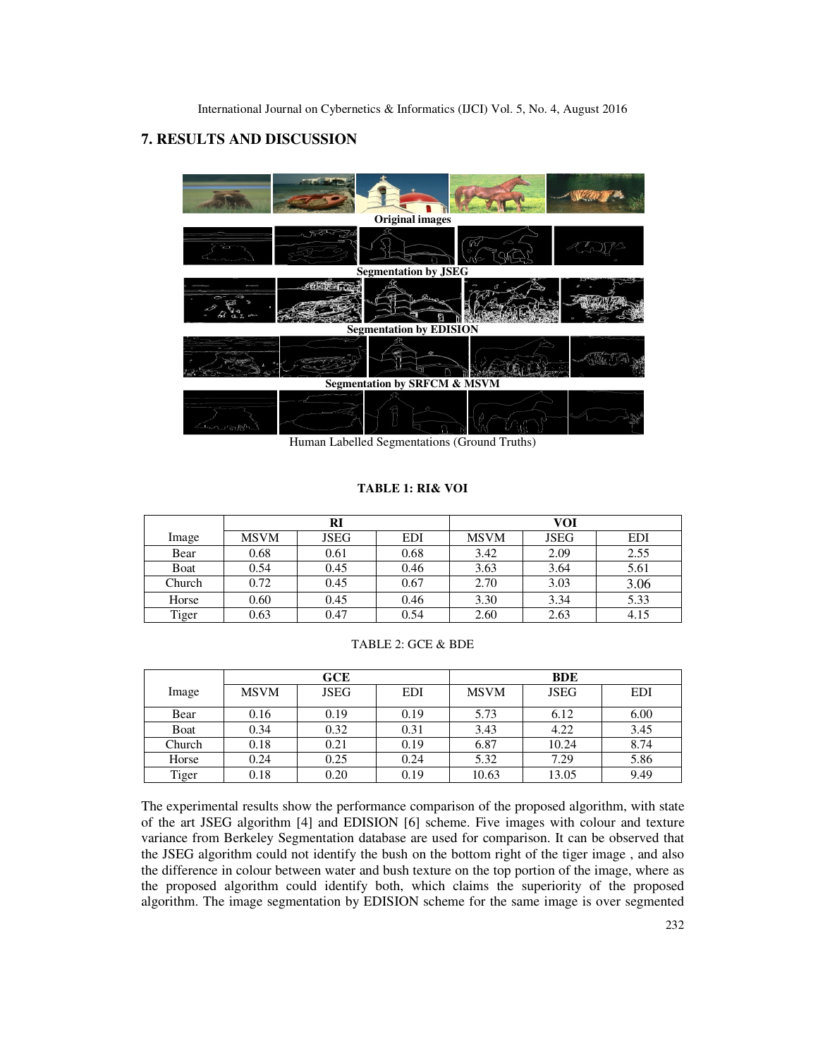## 7. RESULTS AND DISCUSSION

**Original images**

**Segmentation by JSEG**

**Segmentation by EDISION**

**Segmentation by SRFCM & MSVM**

Human Labelled Segmentations (Ground Truths)

**TABLE 1: RI& VOI**

| Image | RI | | | VOI | | |
|---|---|---|---|---|---|---|
| | MSVM | JSEG | EDI | MSVM | JSEG | EDI |
| Bear | 0.68 | 0.61 | 0.68 | 3.42 | 2.09 | 2.55 |
| Boat | 0.54 | 0.45 | 0.46 | 3.63 | 3.64 | 5.61 |
| Church | 0.72 | 0.45 | 0.67 | 2.70 | 3.03 | 3.06 |
| Horse | 0.60 | 0.45 | 0.46 | 3.30 | 3.34 | 5.33 |
| Tiger | 0.63 | 0.47 | 0.54 | 2.60 | 2.63 | 4.15 |

TABLE 2: GCE & BDE

| Image | GCE | | | BDE | | |
|---|---|---|---|---|---|---|
| | MSVM | JSEG | EDI | MSVM | JSEG | EDI |
| Bear | 0.16 | 0.19 | 0.19 | 5.73 | 6.12 | 6.00 |
| Boat | 0.34 | 0.32 | 0.31 | 3.43 | 4.22 | 3.45 |
| Church | 0.18 | 0.21 | 0.19 | 6.87 | 10.24 | 8.74 |
| Horse | 0.24 | 0.25 | 0.24 | 5.32 | 7.29 | 5.86 |
| Tiger | 0.18 | 0.20 | 0.19 | 10.63 | 13.05 | 9.49 |

The experimental results show the performance comparison of the proposed algorithm, with state of the art JSEG algorithm [4] and EDISION [6] scheme. Five images with colour and texture variance from Berkeley Segmentation database are used for comparison. It can be observed that the JSEG algorithm could not identify the bush on the bottom right of the tiger image , and also the difference in colour between water and bush texture on the top portion of the image, where as the proposed algorithm could identify both, which claims the superiority of the proposed algorithm. The image segmentation by EDISION scheme for the same image is over segmented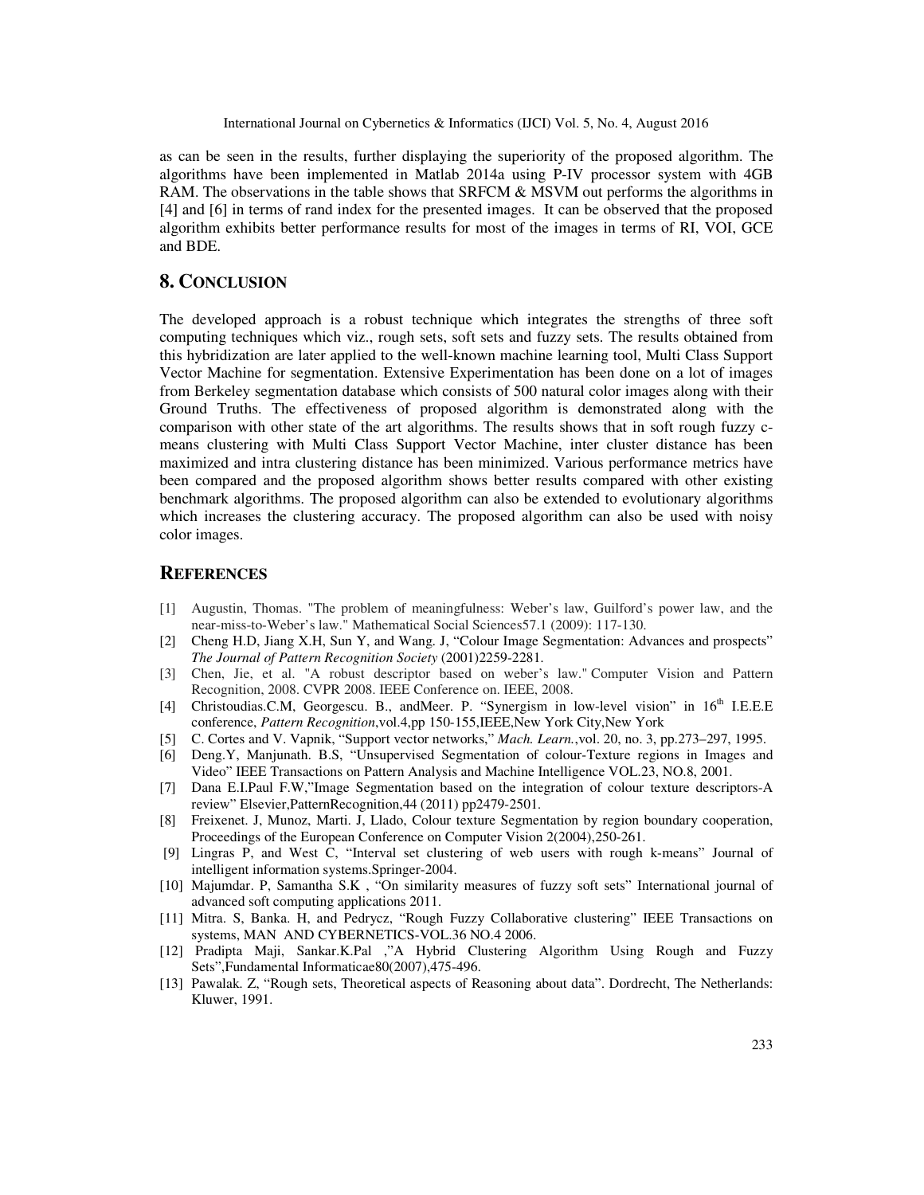as can be seen in the results, further displaying the superiority of the proposed algorithm. The algorithms have been implemented in Matlab 2014a using P-IV processor system with 4GB RAM. The observations in the table shows that SRFCM & MSVM out performs the algorithms in [4] and [6] in terms of rand index for the presented images. It can be observed that the proposed algorithm exhibits better performance results for most of the images in terms of RI, VOI, GCE and BDE.

## 8. CONCLUSION

The developed approach is a robust technique which integrates the strengths of three soft computing techniques which viz., rough sets, soft sets and fuzzy sets. The results obtained from this hybridization are later applied to the well-known machine learning tool, Multi Class Support Vector Machine for segmentation. Extensive Experimentation has been done on a lot of images from Berkeley segmentation database which consists of 500 natural color images along with their Ground Truths. The effectiveness of proposed algorithm is demonstrated along with the comparison with other state of the art algorithms. The results shows that in soft rough fuzzy c-means clustering with Multi Class Support Vector Machine, inter cluster distance has been maximized and intra clustering distance has been minimized. Various performance metrics have been compared and the proposed algorithm shows better results compared with other existing benchmark algorithms. The proposed algorithm can also be extended to evolutionary algorithms which increases the clustering accuracy. The proposed algorithm can also be used with noisy color images.

## REFERENCES

[1] Augustin, Thomas. "The problem of meaningfulness: Weber's law, Guilford's power law, and the near-miss-to-Weber's law." Mathematical Social Sciences57.1 (2009): 117-130.

[2] Cheng H.D, Jiang X.H, Sun Y, and Wang. J, "Colour Image Segmentation: Advances and prospects" *The Journal of Pattern Recognition Society* (2001)2259-2281.

[3] Chen, Jie, et al. "A robust descriptor based on weber's law." Computer Vision and Pattern Recognition, 2008. CVPR 2008. IEEE Conference on. IEEE, 2008.

[4] Christoudias.C.M, Georgescu. B., andMeer. P. "Synergism in low-level vision" in 16th I.E.E.E conference, *Pattern Recognition*,vol.4,pp 150-155,IEEE,New York City,New York

[5] C. Cortes and V. Vapnik, "Support vector networks," *Mach. Learn.*,vol. 20, no. 3, pp.273–297, 1995.

[6] Deng.Y, Manjunath. B.S, "Unsupervised Segmentation of colour-Texture regions in Images and Video" IEEE Transactions on Pattern Analysis and Machine Intelligence VOL.23, NO.8, 2001.

[7] Dana E.I.Paul F.W,"Image Segmentation based on the integration of colour texture descriptors-A review" Elsevier,PatternRecognition,44 (2011) pp2479-2501.

[8] Freixenet. J, Munoz, Marti. J, Llado, Colour texture Segmentation by region boundary cooperation, Proceedings of the European Conference on Computer Vision 2(2004),250-261.

[9] Lingras P, and West C, "Interval set clustering of web users with rough k-means" Journal of intelligent information systems.Springer-2004.

[10] Majumdar. P, Samantha S.K , "On similarity measures of fuzzy soft sets" International journal of advanced soft computing applications 2011.

[11] Mitra. S, Banka. H, and Pedrycz, "Rough Fuzzy Collaborative clustering" IEEE Transactions on systems, MAN AND CYBERNETICS-VOL.36 NO.4 2006.

[12] Pradipta Maji, Sankar.K.Pal ,"A Hybrid Clustering Algorithm Using Rough and Fuzzy Sets",Fundamental Informaticae80(2007),475-496.

[13] Pawalak. Z, "Rough sets, Theoretical aspects of Reasoning about data". Dordrecht, The Netherlands: Kluwer, 1991.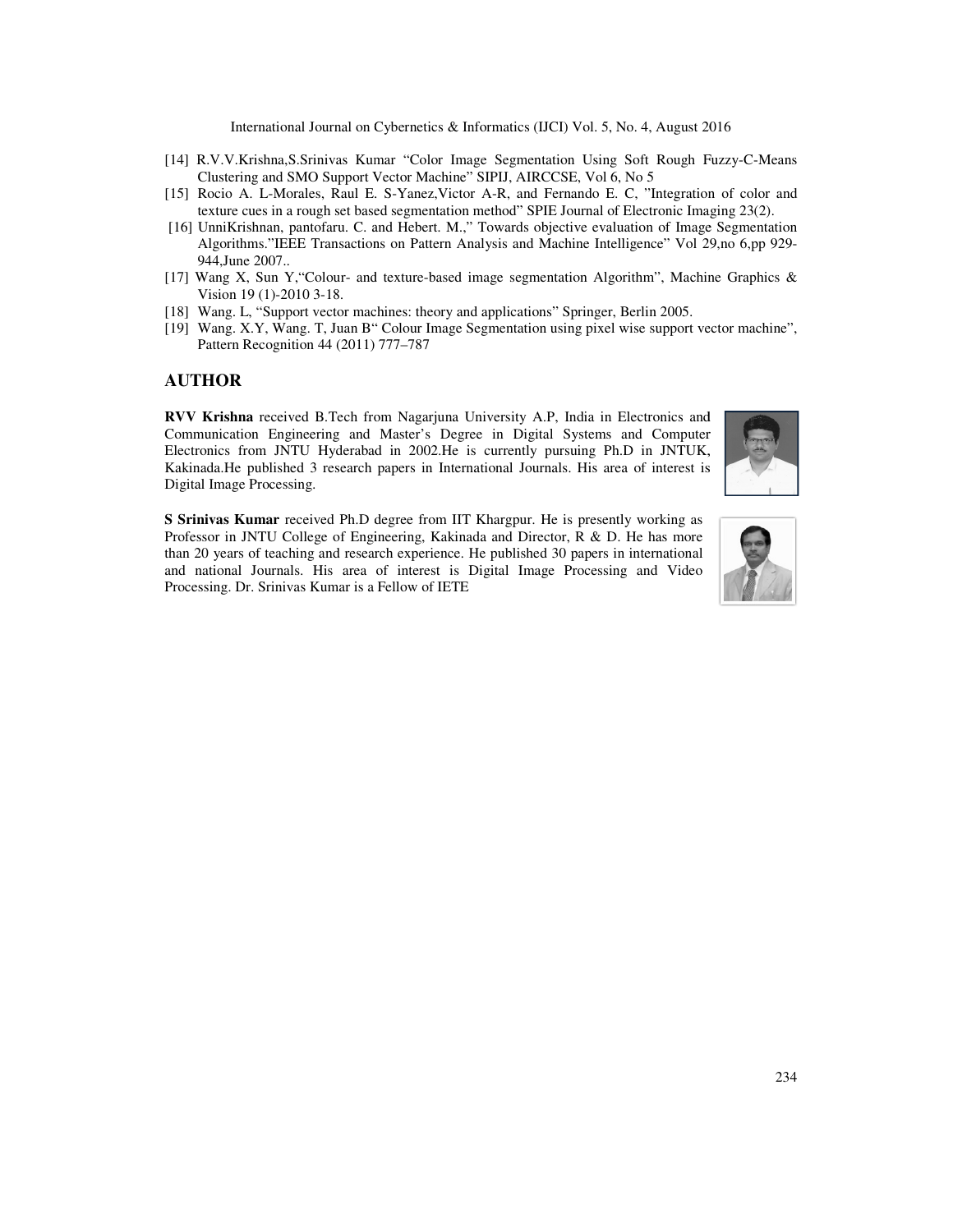[14] R.V.V.Krishna,S.Srinivas Kumar "Color Image Segmentation Using Soft Rough Fuzzy-C-Means Clustering and SMO Support Vector Machine" SIPIJ, AIRCCSE, Vol 6, No 5

[15] Rocio A. L-Morales, Raul E. S-Yanez,Victor A-R, and Fernando E. C, "Integration of color and texture cues in a rough set based segmentation method" SPIE Journal of Electronic Imaging 23(2).

[16] UnniKrishnan, pantofaru. C. and Hebert. M.," Towards objective evaluation of Image Segmentation Algorithms."IEEE Transactions on Pattern Analysis and Machine Intelligence" Vol 29,no 6,pp 929-944,June 2007..

[17] Wang X, Sun Y,"Colour- and texture-based image segmentation Algorithm", Machine Graphics & Vision 19 (1)-2010 3-18.

[18] Wang. L, "Support vector machines: theory and applications" Springer, Berlin 2005.

[19] Wang. X.Y, Wang. T, Juan B" Colour Image Segmentation using pixel wise support vector machine", Pattern Recognition 44 (2011) 777–787

## AUTHOR

**RVV Krishna** received B.Tech from Nagarjuna University A.P, India in Electronics and Communication Engineering and Master's Degree in Digital Systems and Computer Electronics from JNTU Hyderabad in 2002.He is currently pursuing Ph.D in JNTUK, Kakinada.He published 3 research papers in International Journals. His area of interest is Digital Image Processing.

**S Srinivas Kumar** received Ph.D degree from IIT Khargpur. He is presently working as Professor in JNTU College of Engineering, Kakinada and Director, R & D. He has more than 20 years of teaching and research experience. He published 30 papers in international and national Journals. His area of interest is Digital Image Processing and Video Processing. Dr. Srinivas Kumar is a Fellow of IETE